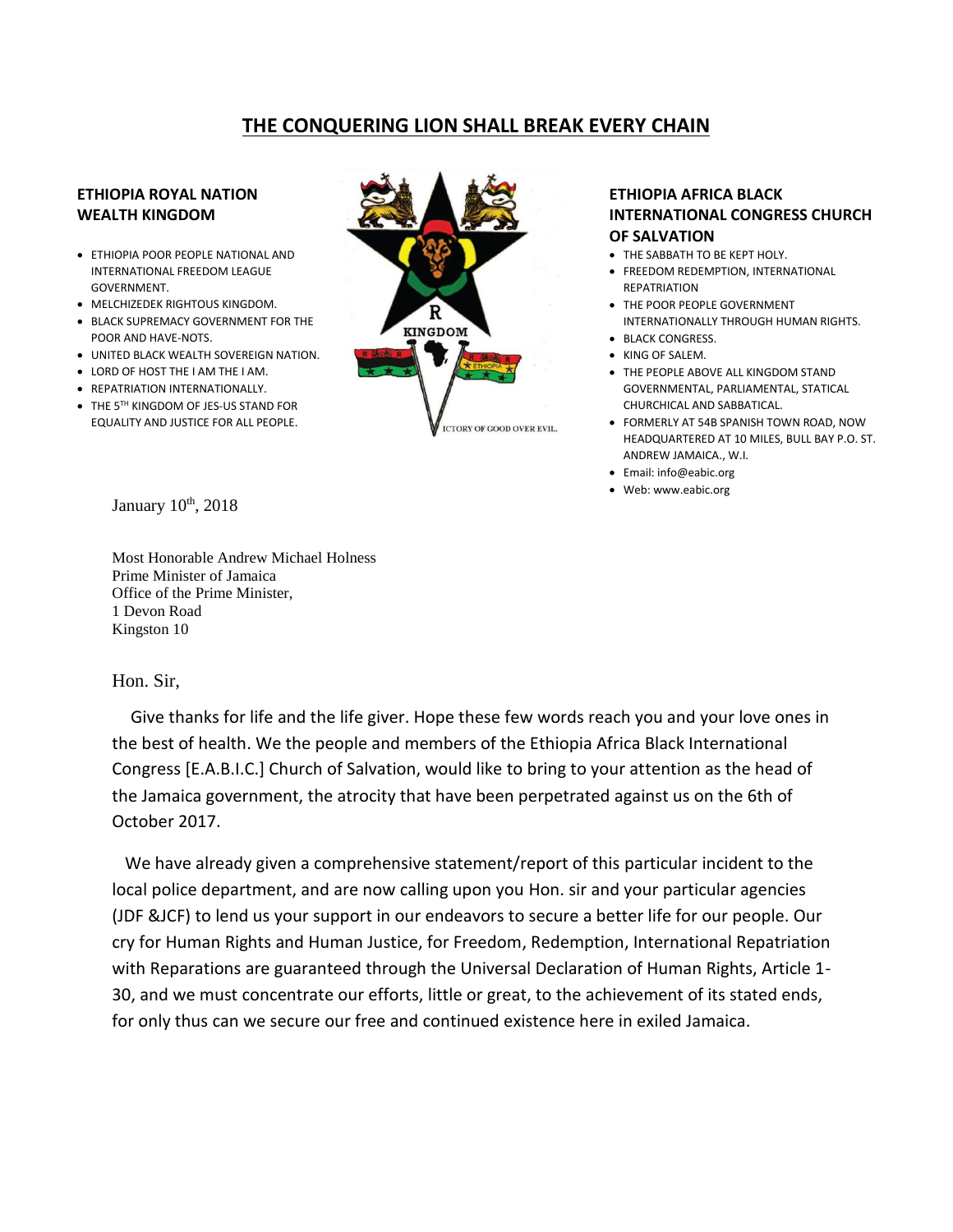# THE CONQUERING LION SHALL BREAK EVERY CHAIN

**ETHIOPIA ROYAL NATION WEALTH KINGDOM**

- ETHIOPIA POOR PEOPLE NATIONAL AND INTERNATIONAL FREEDOM LEAGUE GOVERNMENT.
- MELCHIZEDEK RIGHTOUS KINGDOM.
- BLACK SUPREMACY GOVERNMENT FOR THE POOR AND HAVE-NOTS.
- UNITED BLACK WEALTH SOVEREIGN NATION.
- LORD OF HOST THE I AM THE I AM.
- REPATRIATION INTERNATIONALLY.
- THE 5TH KINGDOM OF JES-US STAND FOR EQUALITY AND JUSTICE FOR ALL PEOPLE.

R

KINGDOM

ETHIOPIA

VICTORY OF GOOD OVER EVIL.

**ETHIOPIA AFRICA BLACK INTERNATIONAL CONGRESS CHURCH OF SALVATION**

- THE SABBATH TO BE KEPT HOLY.
- FREEDOM REDEMPTION, INTERNATIONAL REPATRIATION
- THE POOR PEOPLE GOVERNMENT INTERNATIONALLY THROUGH HUMAN RIGHTS.
- BLACK CONGRESS.
- KING OF SALEM.
- THE PEOPLE ABOVE ALL KINGDOM STAND GOVERNMENTAL, PARLIAMENTAL, STATICAL CHURCHICAL AND SABBATICAL.
- FORMERLY AT 54B SPANISH TOWN ROAD, NOW HEADQUARTERED AT 10 MILES, BULL BAY P.O. ST. ANDREW JAMAICA., W.I.
- Email: info@eabic.org
- Web: www.eabic.org

January 10th, 2018

Most Honorable Andrew Michael Holness
Prime Minister of Jamaica
Office of the Prime Minister,
1 Devon Road
Kingston 10

Hon. Sir,

Give thanks for life and the life giver. Hope these few words reach you and your love ones in the best of health. We the people and members of the Ethiopia Africa Black International Congress [E.A.B.I.C.] Church of Salvation, would like to bring to your attention as the head of the Jamaica government, the atrocity that have been perpetrated against us on the 6th of October 2017.

We have already given a comprehensive statement/report of this particular incident to the local police department, and are now calling upon you Hon. sir and your particular agencies (JDF &JCF) to lend us your support in our endeavors to secure a better life for our people. Our cry for Human Rights and Human Justice, for Freedom, Redemption, International Repatriation with Reparations are guaranteed through the Universal Declaration of Human Rights, Article 1-30, and we must concentrate our efforts, little or great, to the achievement of its stated ends, for only thus can we secure our free and continued existence here in exiled Jamaica.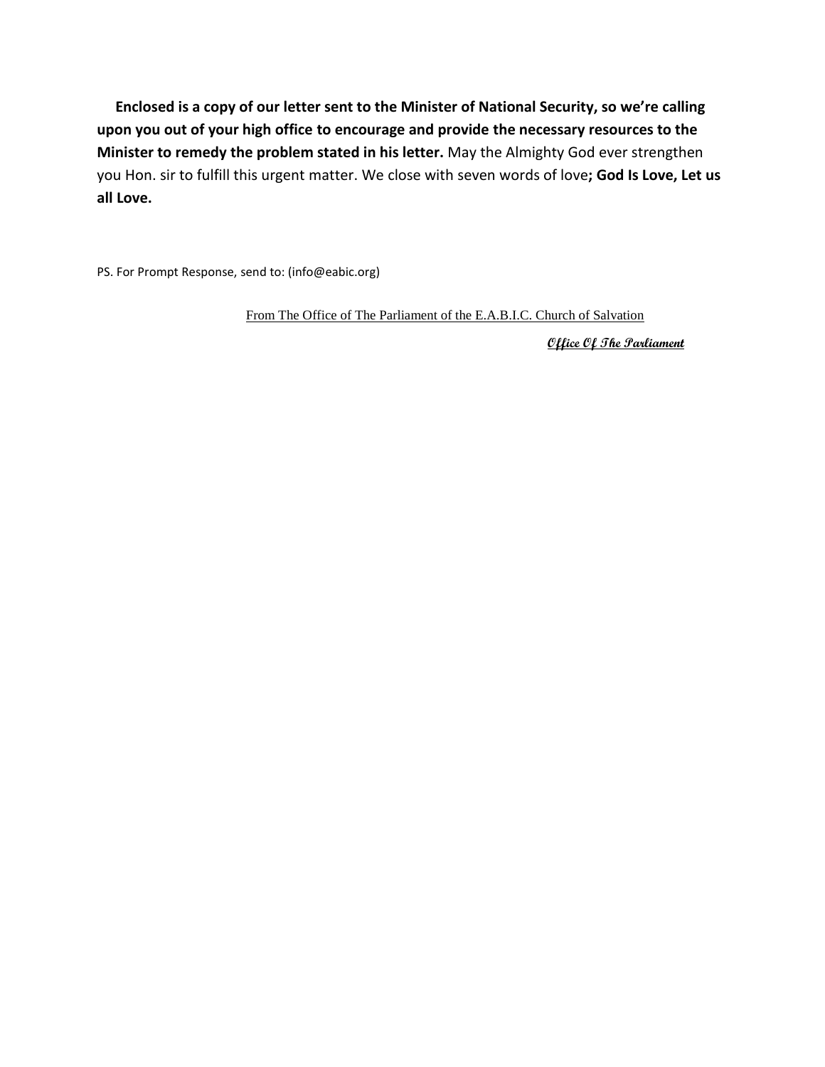**Enclosed is a copy of our letter sent to the Minister of National Security, so we're calling upon you out of your high office to encourage and provide the necessary resources to the Minister to remedy the problem stated in his letter.** May the Almighty God ever strengthen you Hon. sir to fulfill this urgent matter. We close with seven words of love**; God Is Love, Let us all Love.**

PS. For Prompt Response, send to: (info@eabic.org)

From The Office of The Parliament of the E.A.B.I.C. Church of Salvation

**Office Of The Parliament**